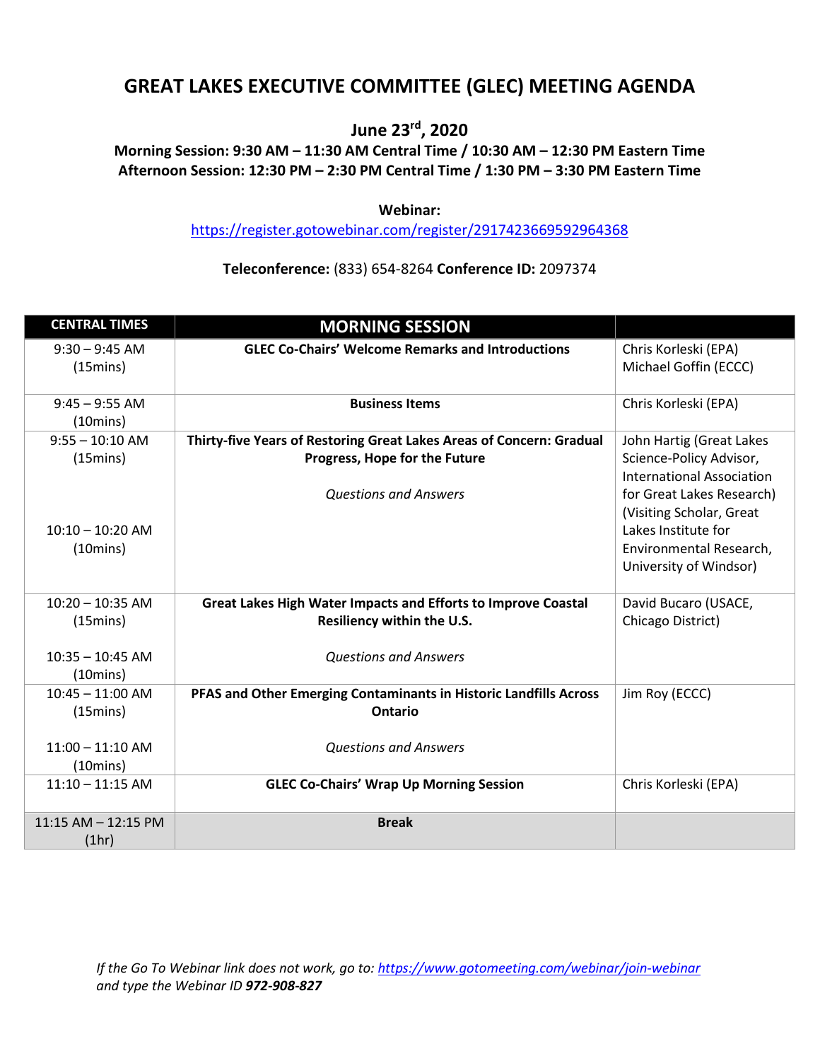# GREAT LAKES EXECUTIVE COMMITTEE (GLEC) MEETING AGENDA

**June 23rd, 2020**

**Morning Session: 9:30 AM – 11:30 AM Central Time / 10:30 AM – 12:30 PM Eastern Time**
**Afternoon Session: 12:30 PM – 2:30 PM Central Time / 1:30 PM – 3:30 PM Eastern Time**

**Webinar:**
https://register.gotowebinar.com/register/2917423669592964368

**Teleconference:** (833) 654-8264 **Conference ID:** 2097374

| CENTRAL TIMES | MORNING SESSION | |
|---|---|---|
| 9:30 – 9:45 AM (15mins) | **GLEC Co-Chairs' Welcome Remarks and Introductions** | Chris Korleski (EPA) Michael Goffin (ECCC) |
| 9:45 – 9:55 AM (10mins) | **Business Items** | Chris Korleski (EPA) |
| 9:55 – 10:10 AM (15mins) | **Thirty-five Years of Restoring Great Lakes Areas of Concern: Gradual Progress, Hope for the Future** | John Hartig (Great Lakes Science-Policy Advisor, International Association for Great Lakes Research) (Visiting Scholar, Great Lakes Institute for Environmental Research, University of Windsor) |
| 10:10 – 10:20 AM (10mins) | *Questions and Answers* | |
| 10:20 – 10:35 AM (15mins) | **Great Lakes High Water Impacts and Efforts to Improve Coastal Resiliency within the U.S.** | David Bucaro (USACE, Chicago District) |
| 10:35 – 10:45 AM (10mins) | *Questions and Answers* | |
| 10:45 – 11:00 AM (15mins) | **PFAS and Other Emerging Contaminants in Historic Landfills Across Ontario** | Jim Roy (ECCC) |
| 11:00 – 11:10 AM (10mins) | *Questions and Answers* | |
| 11:10 – 11:15 AM | **GLEC Co-Chairs' Wrap Up Morning Session** | Chris Korleski (EPA) |
| 11:15 AM – 12:15 PM (1hr) | **Break** | |

*If the Go To Webinar link does not work, go to: https://www.gotomeeting.com/webinar/join-webinar and type the Webinar ID **972-908-827***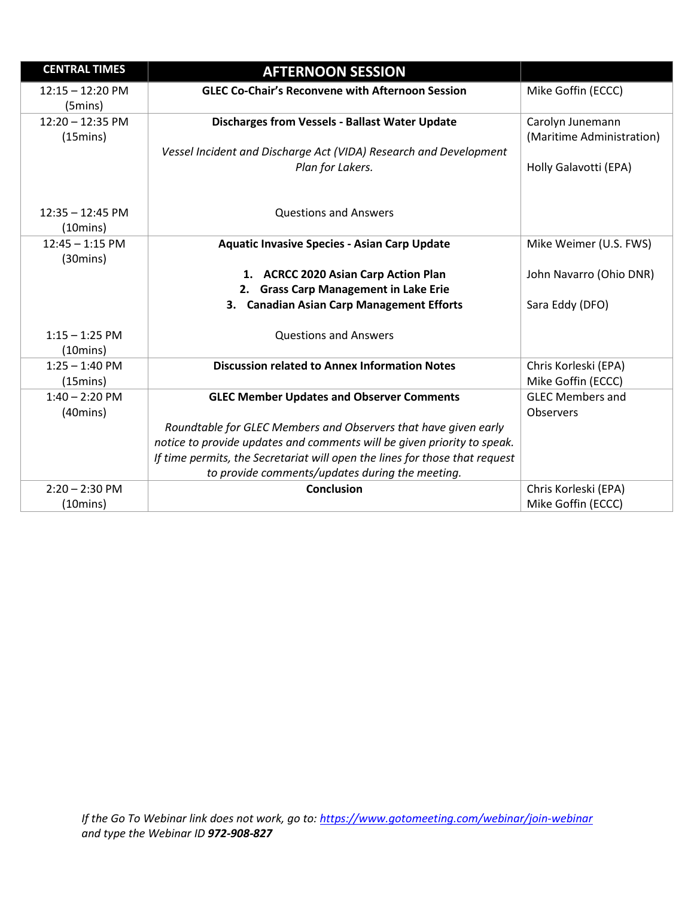| CENTRAL TIMES | AFTERNOON SESSION | |
|---|---|---|
| 12:15 – 12:20 PM (5mins) | **GLEC Co-Chair's Reconvene with Afternoon Session** | Mike Goffin (ECCC) |
| 12:20 – 12:35 PM (15mins) | **Discharges from Vessels - Ballast Water Update**<br><br>*Vessel Incident and Discharge Act (VIDA) Research and Development Plan for Lakers.* | Carolyn Junemann (Maritime Administration)<br><br>Holly Galavotti (EPA) |
| 12:35 – 12:45 PM (10mins) | Questions and Answers | |
| 12:45 – 1:15 PM (30mins) | **Aquatic Invasive Species - Asian Carp Update**<br><br>**1. ACRCC 2020 Asian Carp Action Plan**<br>**2. Grass Carp Management in Lake Erie**<br>**3. Canadian Asian Carp Management Efforts** | Mike Weimer (U.S. FWS)<br><br>John Navarro (Ohio DNR)<br><br>Sara Eddy (DFO) |
| 1:15 – 1:25 PM (10mins) | Questions and Answers | |
| 1:25 – 1:40 PM (15mins) | **Discussion related to Annex Information Notes** | Chris Korleski (EPA)<br>Mike Goffin (ECCC) |
| 1:40 – 2:20 PM (40mins) | **GLEC Member Updates and Observer Comments**<br><br>*Roundtable for GLEC Members and Observers that have given early notice to provide updates and comments will be given priority to speak. If time permits, the Secretariat will open the lines for those that request to provide comments/updates during the meeting.* | GLEC Members and Observers |
| 2:20 – 2:30 PM (10mins) | **Conclusion** | Chris Korleski (EPA)<br>Mike Goffin (ECCC) |

*If the Go To Webinar link does not work, go to: [https://www.gotomeeting.com/webinar/join-webinar](https://www.gotomeeting.com/webinar/join-webinar) and type the Webinar ID* ***972-908-827***